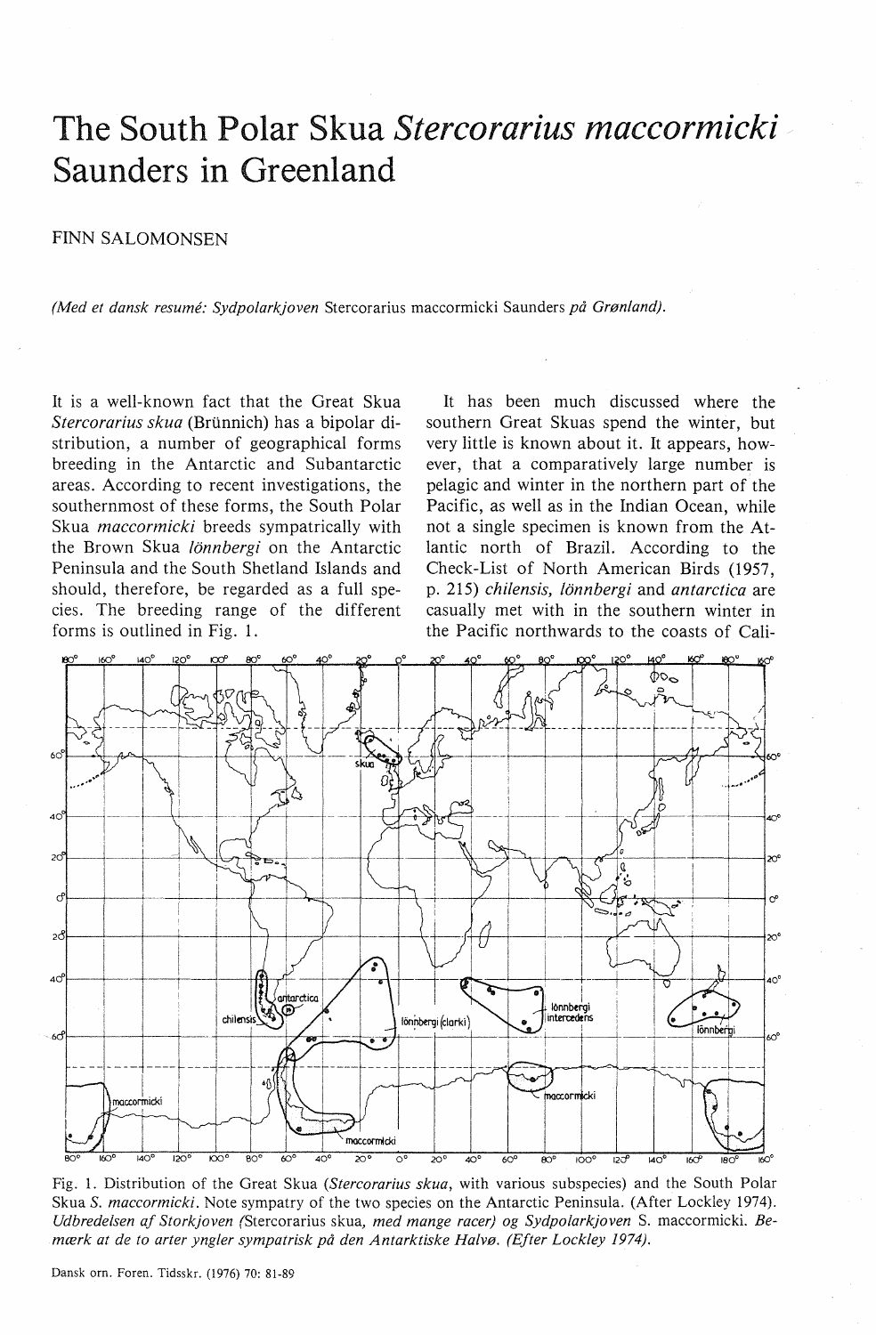# The South Polar Skua *Stercorarius maccormicki* Saunders in Greenland

FINN SALOMONSEN

*(Med et dansk resumé: Sydpolarkjoven* Stercorarius maccormicki Saunders *på Grønland).*

It is a well-known fact that the Great Skua *Stercorarius skua* (Brünnich) has a bipolar distribution, a number of geographical forms breeding in the Antarctic and Subantarctic areas. According to recent investigations, the southernmost of these forms, the South Polar Skua *maccormicki* breeds sympatrically with the Brown Skua *lönnbergi* on the Antarctic Peninsula and the South Shetland Islands and should, therefore, be regarded as a full species. The breeding range of the different forms is outlined in Fig. 1.

It has been much discussed where the southern Great Skuas spend the winter, but very little is known about it. It appears, however, that a comparatively large number is pelagic and winter in the northern part of the Pacific, as well as in the Indian Ocean, while not a single specimen is known from the Atlantic north of Brazil. According to the Check-List of North American Birds (1957, p. 215) *chilensis, lönnbergi* and *antarctica* are casually met with in the southern winter in the Pacific northwards to the coasts of Cali-

Fig. 1. Distribution of the Great Skua (*Stercorarius skua*, with various subspecies) and the South Polar Skua *S. maccormicki*. Note sympatry of the two species on the Antarctic Peninsula. (After Lockley 1974). *Udbredelsen af Storkjoven (*Stercorarius skua*, med mange racer) og Sydpolarkjoven* S. maccormicki. *Bemærk at de to arter yngler sympatrisk på den Antarktiske Halvø. (Efter Lockley 1974).*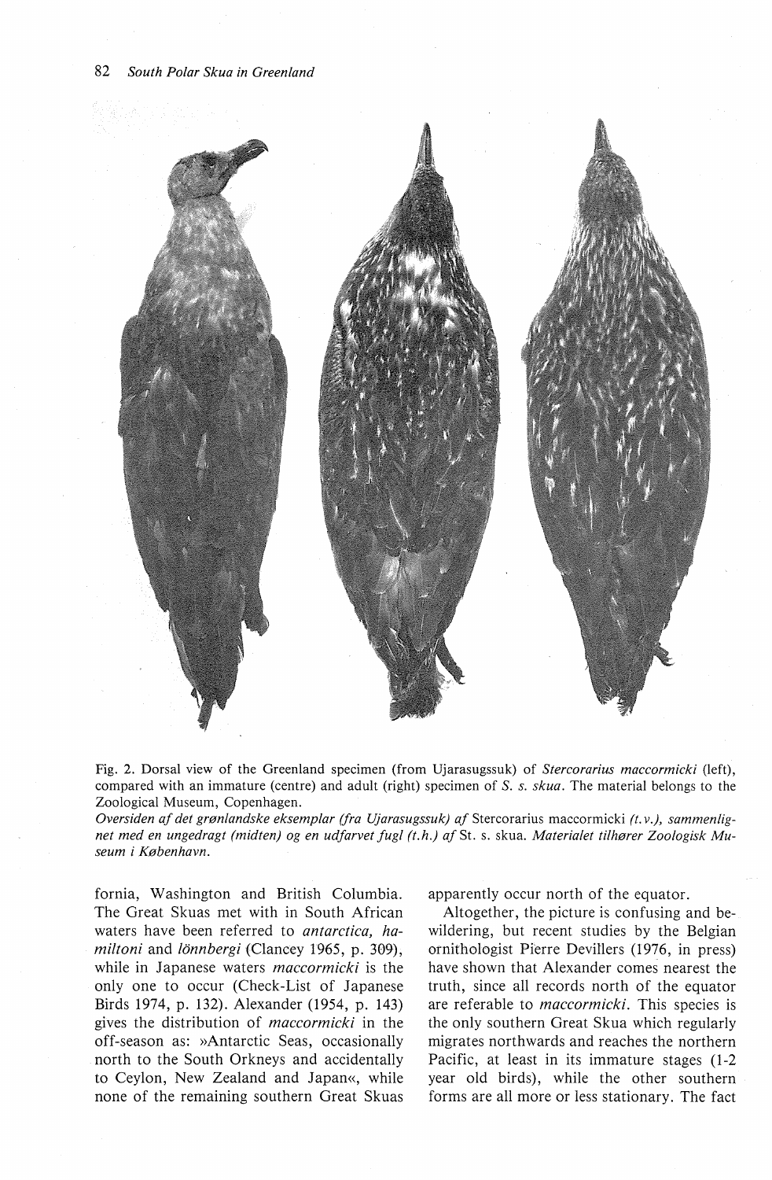Fig. 2. Dorsal view of the Greenland specimen (from Ujarasugssuk) of *Stercorarius maccormicki* (left), compared with an immature (centre) and adult (right) specimen of *S. s. skua*. The material belongs to the Zoological Museum, Copenhagen.

*Oversiden af det grønlandske eksemplar (fra Ujarasugssuk) af* Stercorarius maccormicki *(t.v.), sammenlignet med en ungedragt (midten) og en udfarvet fugl (t.h.) af* St. s. skua. *Materialet tilhører Zoologisk Museum i København.*

fornia, Washington and British Columbia. The Great Skuas met with in South African waters have been referred to *antarctica, hamiltoni* and *lönnbergi* (Clancey 1965, p. 309), while in Japanese waters *maccormicki* is the only one to occur (Check-List of Japanese Birds 1974, p. 132). Alexander (1954, p. 143) gives the distribution of *maccormicki* in the off-season as: »Antarctic Seas, occasionally north to the South Orkneys and accidentally to Ceylon, New Zealand and Japan«, while none of the remaining southern Great Skuas apparently occur north of the equator.

Altogether, the picture is confusing and bewildering, but recent studies by the Belgian ornithologist Pierre Devillers (1976, in press) have shown that Alexander comes nearest the truth, since all records north of the equator are referable to *maccormicki*. This species is the only southern Great Skua which regularly migrates northwards and reaches the northern Pacific, at least in its immature stages (1-2 year old birds), while the other southern forms are all more or less stationary. The fact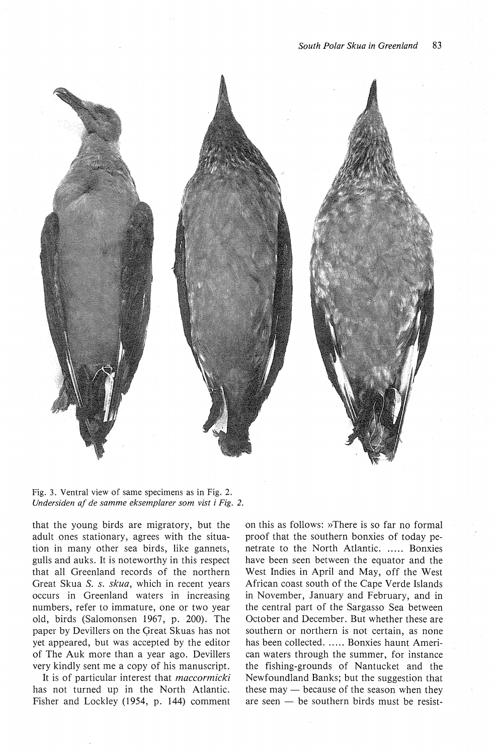Fig. 3. Ventral view of same specimens as in Fig. 2.
*Undersiden af de samme eksemplarer som vist i Fig. 2.*

that the young birds are migratory, but the adult ones stationary, agrees with the situation in many other sea birds, like gannets, gulls and auks. It is noteworthy in this respect that all Greenland records of the northern Great Skua *S. s. skua*, which in recent years occurs in Greenland waters in increasing numbers, refer to immature, one or two year old, birds (Salomonsen 1967, p. 200). The paper by Devillers on the Great Skuas has not yet appeared, but was accepted by the editor of The Auk more than a year ago. Devillers very kindly sent me a copy of his manuscript.

It is of particular interest that *maccormicki* has not turned up in the North Atlantic. Fisher and Lockley (1954, p. 144) comment on this as follows: »There is so far no formal proof that the southern bonxies of today penetrate to the North Atlantic. ..... Bonxies have been seen between the equator and the West Indies in April and May, off the West African coast south of the Cape Verde Islands in November, January and February, and in the central part of the Sargasso Sea between October and December. But whether these are southern or northern is not certain, as none has been collected. ..... Bonxies haunt American waters through the summer, for instance the fishing-grounds of Nantucket and the Newfoundland Banks; but the suggestion that these may — because of the season when they are seen — be southern birds must be resist-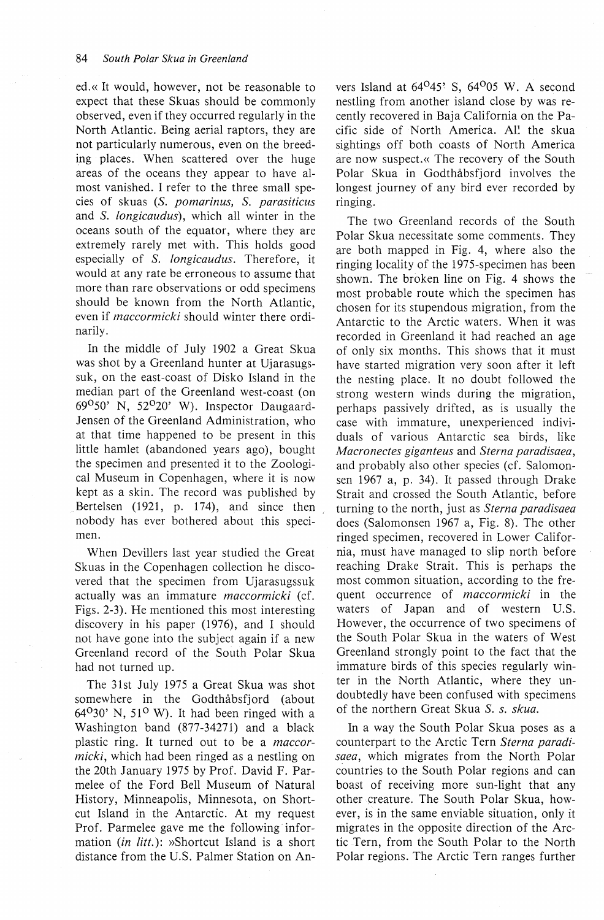ed.« It would, however, not be reasonable to expect that these Skuas should be commonly observed, even if they occurred regularly in the North Atlantic. Being aerial raptors, they are not particularly numerous, even on the breeding places. When scattered over the huge areas of the oceans they appear to have almost vanished. I refer to the three small species of skuas (*S. pomarinus, S. parasiticus* and *S. longicaudus*), which all winter in the oceans south of the equator, where they are extremely rarely met with. This holds good especially of *S. longicaudus*. Therefore, it would at any rate be erroneous to assume that more than rare observations or odd specimens should be known from the North Atlantic, even if *maccormicki* should winter there ordinarily.

In the middle of July 1902 a Great Skua was shot by a Greenland hunter at Ujarasugssuk, on the east-coast of Disko Island in the median part of the Greenland west-coast (on 69°50' N, 52°20' W). Inspector Daugaard-Jensen of the Greenland Administration, who at that time happened to be present in this little hamlet (abandoned years ago), bought the specimen and presented it to the Zoological Museum in Copenhagen, where it is now kept as a skin. The record was published by Bertelsen (1921, p. 174), and since then nobody has ever bothered about this specimen.

When Devillers last year studied the Great Skuas in the Copenhagen collection he discovered that the specimen from Ujarasugssuk actually was an immature *maccormicki* (cf. Figs. 2-3). He mentioned this most interesting discovery in his paper (1976), and I should not have gone into the subject again if a new Greenland record of the South Polar Skua had not turned up.

The 31st July 1975 a Great Skua was shot somewhere in the Godthåbsfjord (about 64°30' N, 51° W). It had been ringed with a Washington band (877-34271) and a black plastic ring. It turned out to be a *maccormicki*, which had been ringed as a nestling on the 20th January 1975 by Prof. David F. Parmelee of the Ford Bell Museum of Natural History, Minneapolis, Minnesota, on Shortcut Island in the Antarctic. At my request Prof. Parmelee gave me the following information (*in litt.*): »Shortcut Island is a short distance from the U.S. Palmer Station on Anvers Island at 64°45' S, 64°05 W. A second nestling from another island close by was recently recovered in Baja California on the Pacific side of North America. All the skua sightings off both coasts of North America are now suspect.« The recovery of the South Polar Skua in Godthåbsfjord involves the longest journey of any bird ever recorded by ringing.

The two Greenland records of the South Polar Skua necessitate some comments. They are both mapped in Fig. 4, where also the ringing locality of the 1975-specimen has been shown. The broken line on Fig. 4 shows the most probable route which the specimen has chosen for its stupendous migration, from the Antarctic to the Arctic waters. When it was recorded in Greenland it had reached an age of only six months. This shows that it must have started migration very soon after it left the nesting place. It no doubt followed the strong western winds during the migration, perhaps passively drifted, as is usually the case with immature, unexperienced individuals of various Antarctic sea birds, like *Macronectes giganteus* and *Sterna paradisaea*, and probably also other species (cf. Salomonsen 1967 a, p. 34). It passed through Drake Strait and crossed the South Atlantic, before turning to the north, just as *Sterna paradisaea* does (Salomonsen 1967 a, Fig. 8). The other ringed specimen, recovered in Lower California, must have managed to slip north before reaching Drake Strait. This is perhaps the most common situation, according to the frequent occurrence of *maccormicki* in the waters of Japan and of western U.S. However, the occurrence of two specimens of the South Polar Skua in the waters of West Greenland strongly point to the fact that the immature birds of this species regularly winter in the North Atlantic, where they undoubtedly have been confused with specimens of the northern Great Skua *S. s. skua*.

In a way the South Polar Skua poses as a counterpart to the Arctic Tern *Sterna paradisaea*, which migrates from the North Polar countries to the South Polar regions and can boast of receiving more sun-light that any other creature. The South Polar Skua, however, is in the same enviable situation, only it migrates in the opposite direction of the Arctic Tern, from the South Polar to the North Polar regions. The Arctic Tern ranges further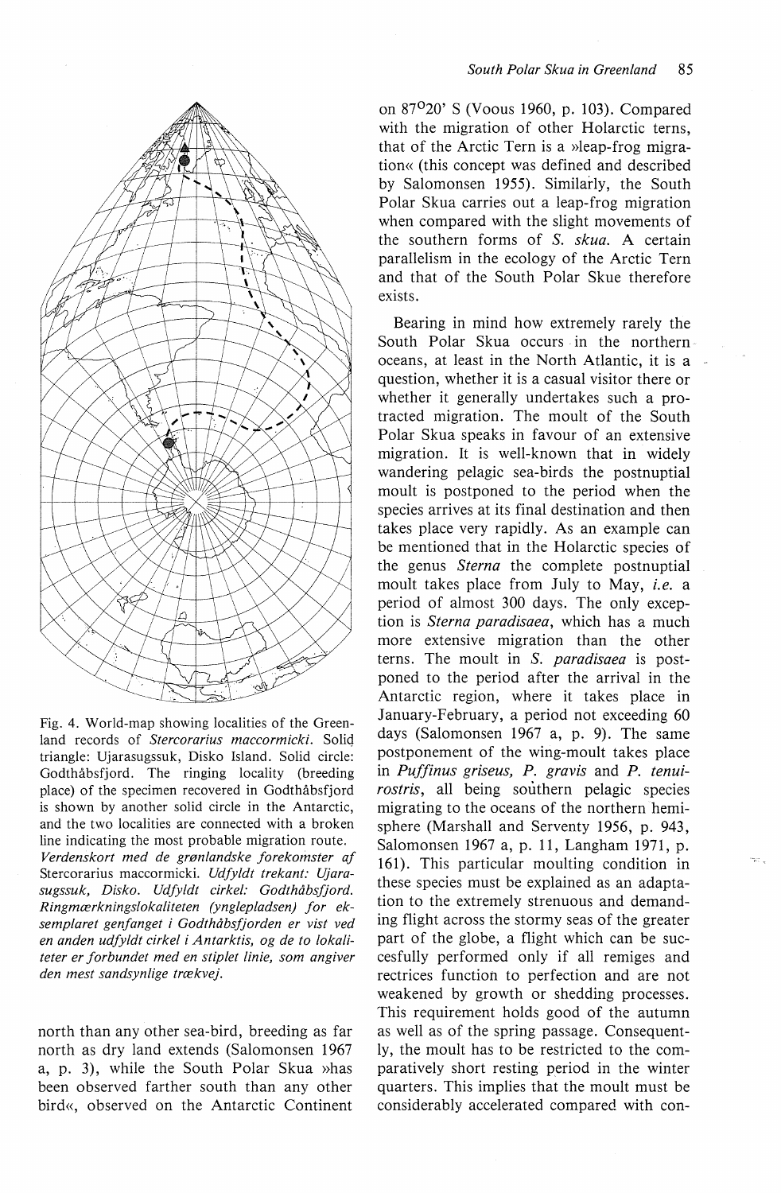Fig. 4. World-map showing localities of the Greenland records of *Stercorarius maccormicki*. Solid triangle: Ujarasugssuk, Disko Island. Solid circle: Godthåbsfjord. The ringing locality (breeding place) of the specimen recovered in Godthåbsfjord is shown by another solid circle in the Antarctic, and the two localities are connected with a broken line indicating the most probable migration route.
*Verdenskort med de grønlandske forekomster af* Stercorarius maccormicki. *Udfyldt trekant: Ujarasugssuk, Disko. Udfyldt cirkel: Godthåbsfjord. Ringmærkningslokaliteten (ynglepladsen) for eksemplaret genfanget i Godthåbsfjorden er vist ved en anden udfyldt cirkel i Antarktis, og de to lokaliteter er forbundet med en stiplet linie, som angiver den mest sandsynlige trækvej.*

north than any other sea-bird, breeding as far north as dry land extends (Salomonsen 1967 a, p. 3), while the South Polar Skua »has been observed farther south than any other bird«, observed on the Antarctic Continent on 87°20' S (Voous 1960, p. 103). Compared with the migration of other Holarctic terns, that of the Arctic Tern is a »leap-frog migration« (this concept was defined and described by Salomonsen 1955). Similarly, the South Polar Skua carries out a leap-frog migration when compared with the slight movements of the southern forms of *S. skua*. A certain parallelism in the ecology of the Arctic Tern and that of the South Polar Skue therefore exists.

Bearing in mind how extremely rarely the South Polar Skua occurs in the northern oceans, at least in the North Atlantic, it is a question, whether it is a casual visitor there or whether it generally undertakes such a protracted migration. The moult of the South Polar Skua speaks in favour of an extensive migration. It is well-known that in widely wandering pelagic sea-birds the postnuptial moult is postponed to the period when the species arrives at its final destination and then takes place very rapidly. As an example can be mentioned that in the Holarctic species of the genus *Sterna* the complete postnuptial moult takes place from July to May, *i.e.* a period of almost 300 days. The only exception is *Sterna paradisaea*, which has a much more extensive migration than the other terns. The moult in *S. paradisaea* is postponed to the period after the arrival in the Antarctic region, where it takes place in January-February, a period not exceeding 60 days (Salomonsen 1967 a, p. 9). The same postponement of the wing-moult takes place in *Puffinus griseus, P. gravis* and *P. tenuirostris*, all being southern pelagic species migrating to the oceans of the northern hemisphere (Marshall and Serventy 1956, p. 943, Salomonsen 1967 a, p. 11, Langham 1971, p. 161). This particular moulting condition in these species must be explained as an adaptation to the extremely strenuous and demanding flight across the stormy seas of the greater part of the globe, a flight which can be succesfully performed only if all remiges and rectrices function to perfection and are not weakened by growth or shedding processes. This requirement holds good of the autumn as well as of the spring passage. Consequently, the moult has to be restricted to the comparatively short resting period in the winter quarters. This implies that the moult must be considerably accelerated compared with con-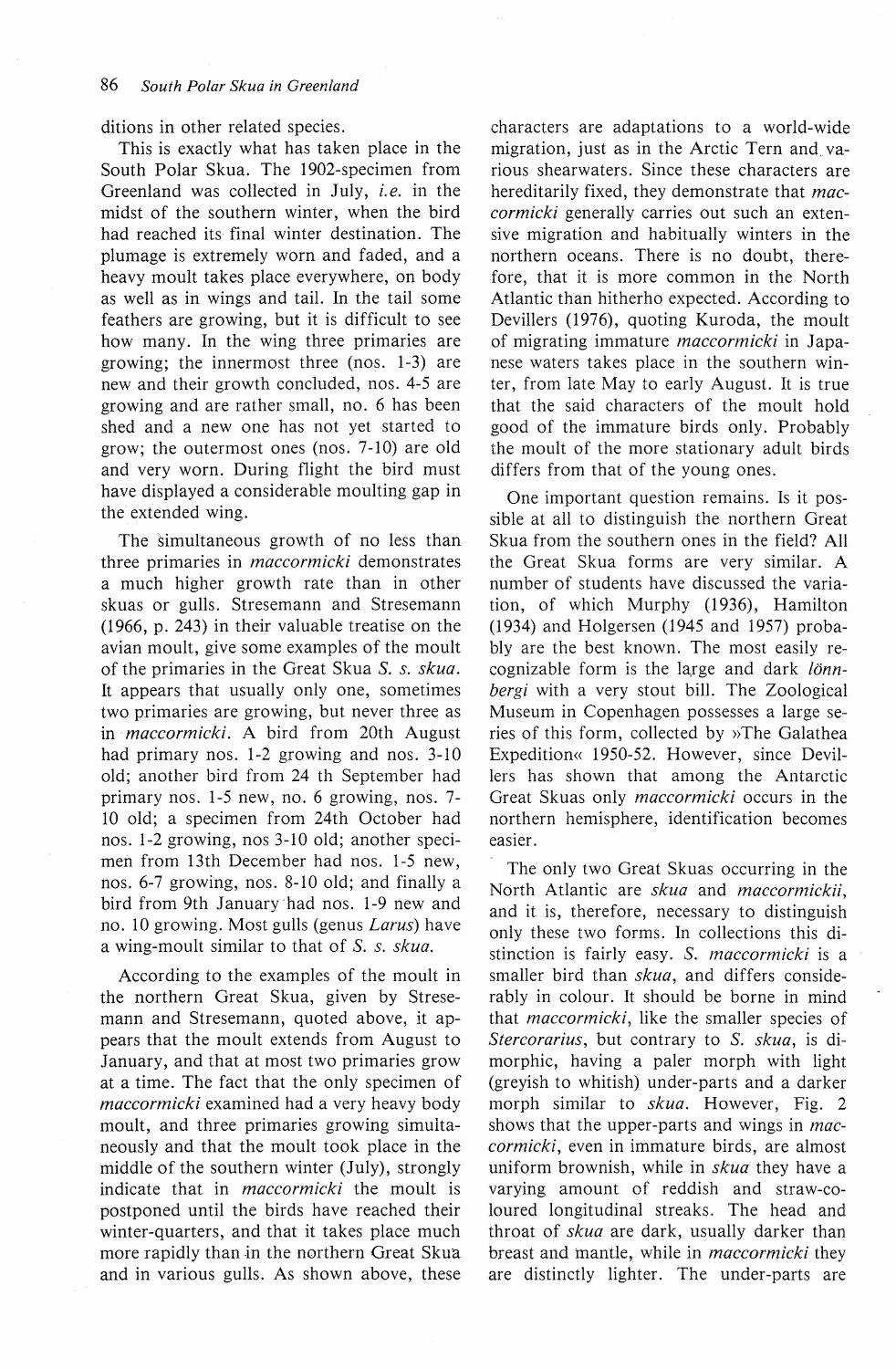ditions in other related species.

This is exactly what has taken place in the South Polar Skua. The 1902-specimen from Greenland was collected in July, *i.e.* in the midst of the southern winter, when the bird had reached its final winter destination. The plumage is extremely worn and faded, and a heavy moult takes place everywhere, on body as well as in wings and tail. In the tail some feathers are growing, but it is difficult to see how many. In the wing three primaries are growing; the innermost three (nos. 1-3) are new and their growth concluded, nos. 4-5 are growing and are rather small, no. 6 has been shed and a new one has not yet started to grow; the outermost ones (nos. 7-10) are old and very worn. During flight the bird must have displayed a considerable moulting gap in the extended wing.

The simultaneous growth of no less than three primaries in *maccormicki* demonstrates a much higher growth rate than in other skuas or gulls. Stresemann and Stresemann (1966, p. 243) in their valuable treatise on the avian moult, give some examples of the moult of the primaries in the Great Skua *S. s. skua*. It appears that usually only one, sometimes two primaries are growing, but never three as in *maccormicki*. A bird from 20th August had primary nos. 1-2 growing and nos. 3-10 old; another bird from 24 th September had primary nos. 1-5 new, no. 6 growing, nos. 7-10 old; a specimen from 24th October had nos. 1-2 growing, nos 3-10 old; another specimen from 13th December had nos. 1-5 new, nos. 6-7 growing, nos. 8-10 old; and finally a bird from 9th January had nos. 1-9 new and no. 10 growing. Most gulls (genus *Larus*) have a wing-moult similar to that of *S. s. skua*.

According to the examples of the moult in the northern Great Skua, given by Stresemann and Stresemann, quoted above, it appears that the moult extends from August to January, and that at most two primaries grow at a time. The fact that the only specimen of *maccormicki* examined had a very heavy body moult, and three primaries growing simultaneously and that the moult took place in the middle of the southern winter (July), strongly indicate that in *maccormicki* the moult is postponed until the birds have reached their winter-quarters, and that it takes place much more rapidly than in the northern Great Skua and in various gulls. As shown above, these characters are adaptations to a world-wide migration, just as in the Arctic Tern and various shearwaters. Since these characters are hereditarily fixed, they demonstrate that *maccormicki* generally carries out such an extensive migration and habitually winters in the northern oceans. There is no doubt, therefore, that it is more common in the North Atlantic than hitherho expected. According to Devillers (1976), quoting Kuroda, the moult of migrating immature *maccormicki* in Japanese waters takes place in the southern winter, from late May to early August. It is true that the said characters of the moult hold good of the immature birds only. Probably the moult of the more stationary adult birds differs from that of the young ones.

One important question remains. Is it possible at all to distinguish the northern Great Skua from the southern ones in the field? All the Great Skua forms are very similar. A number of students have discussed the variation, of which Murphy (1936), Hamilton (1934) and Holgersen (1945 and 1957) probably are the best known. The most easily recognizable form is the large and dark *lönnbergi* with a very stout bill. The Zoological Museum in Copenhagen possesses a large series of this form, collected by »The Galathea Expedition« 1950-52. However, since Devillers has shown that among the Antarctic Great Skuas only *maccormicki* occurs in the northern hemisphere, identification becomes easier.

The only two Great Skuas occurring in the North Atlantic are *skua* and *maccormickii*, and it is, therefore, necessary to distinguish only these two forms. In collections this distinction is fairly easy. *S. maccormicki* is a smaller bird than *skua*, and differs considerably in colour. It should be borne in mind that *maccormicki*, like the smaller species of *Stercorarius*, but contrary to *S. skua*, is dimorphic, having a paler morph with light (greyish to whitish) under-parts and a darker morph similar to *skua*. However, Fig. 2 shows that the upper-parts and wings in *maccormicki*, even in immature birds, are almost uniform brownish, while in *skua* they have a varying amount of reddish and straw-coloured longitudinal streaks. The head and throat of *skua* are dark, usually darker than breast and mantle, while in *maccormicki* they are distinctly lighter. The under-parts are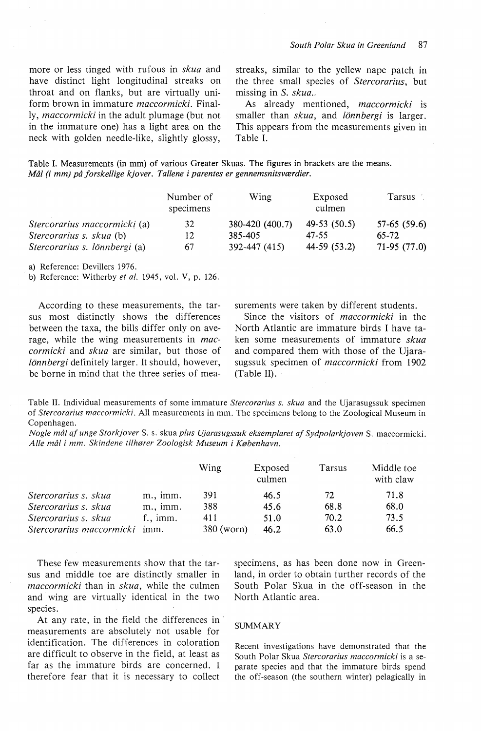more or less tinged with rufous in *skua* and have distinct light longitudinal streaks on throat and on flanks, but are virtually uniform brown in immature *maccormicki*. Finally, *maccormicki* in the adult plumage (but not in the immature one) has a light area on the neck with golden needle-like, slightly glossy, streaks, similar to the yellow nape patch in the three small species of *Stercorarius*, but missing in *S. skua*.

As already mentioned, *maccormicki* is smaller than *skua*, and *lönnbergi* is larger. This appears from the measurements given in Table I.

Table I. Measurements (in mm) of various Greater Skuas. The figures in brackets are the means.
*Mål (i mm) på forskellige kjover. Tallene i parentes er gennemsnitsværdier.*

| | Number of specimens | Wing | Exposed culmen | Tarsus |
|---|---|---|---|---|
| *Stercorarius maccormicki* (a) | 32 | 380-420 (400.7) | 49-53 (50.5) | 57-65 (59.6) |
| *Stercorarius s. skua* (b) | 12 | 385-405 | 47-55 | 65-72 |
| *Stercorarius s. lönnbergi* (a) | 67 | 392-447 (415) | 44-59 (53.2) | 71-95 (77.0) |

a) Reference: Devillers 1976.
b) Reference: Witherby *et al.* 1945, vol. V, p. 126.

According to these measurements, the tarsus most distinctly shows the differences between the taxa, the bills differ only on average, while the wing measurements in *maccormicki* and *skua* are similar, but those of *lönnbergi* definitely larger. It should, however, be borne in mind that the three series of measurements were taken by different students.

Since the visitors of *maccormicki* in the North Atlantic are immature birds I have taken some measurements of immature *skua* and compared them with those of the Ujarasugssuk specimen of *maccormicki* from 1902 (Table II).

Table II. Individual measurements of some immature *Stercorarius s. skua* and the Ujarasugssuk specimen of *Stercorarius maccormicki*. All measurements in mm. The specimens belong to the Zoological Museum in Copenhagen.
*Nogle mål af unge Storkjover* S. s. skua *plus Ujarasugssuk eksemplaret af Sydpolarkjoven* S. maccormicki. *Alle mål i mm. Skindene tilhører Zoologisk Museum i København.*

| | | Wing | Exposed culmen | Tarsus | Middle toe with claw |
|---|---|---|---|---|---|
| *Stercorarius s. skua* | m., imm. | 391 | 46.5 | 72 | 71.8 |
| *Stercorarius s. skua* | m., imm. | 388 | 45.6 | 68.8 | 68.0 |
| *Stercorarius s. skua* | f., imm. | 411 | 51.0 | 70.2 | 73.5 |
| *Stercorarius maccormicki* | imm. | 380 (worn) | 46.2 | 63.0 | 66.5 |

These few measurements show that the tarsus and middle toe are distinctly smaller in *maccormicki* than in *skua*, while the culmen and wing are virtually identical in the two species.

At any rate, in the field the differences in measurements are absolutely not usable for identification. The differences in coloration are difficult to observe in the field, at least as far as the immature birds are concerned. I therefore fear that it is necessary to collect specimens, as has been done now in Greenland, in order to obtain further records of the South Polar Skua in the off-season in the North Atlantic area.

## SUMMARY

Recent investigations have demonstrated that the South Polar Skua *Stercorarius maccormicki* is a separate species and that the immature birds spend the off-season (the southern winter) pelagically in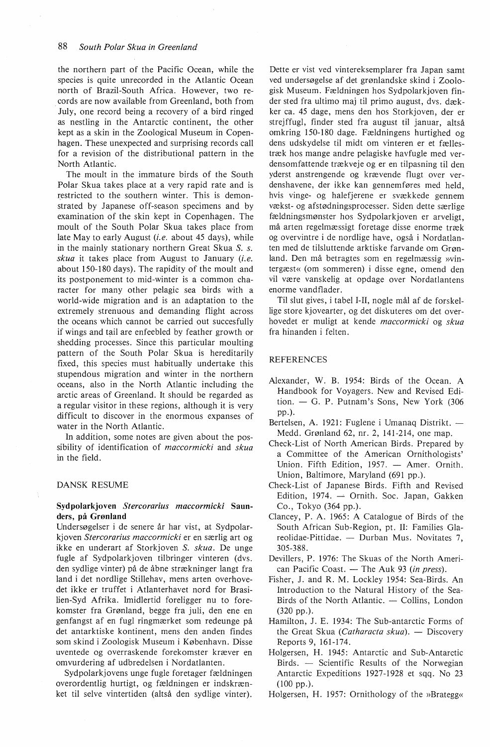the northern part of the Pacific Ocean, while the species is quite unrecorded in the Atlantic Ocean north of Brazil-South Africa. However, two records are now available from Greenland, both from July, one record being a recovery of a bird ringed as nestling in the Antarctic continent, the other kept as a skin in the Zoological Museum in Copenhagen. These unexpected and surprising records call for a revision of the distributional pattern in the North Atlantic.

The moult in the immature birds of the South Polar Skua takes place at a very rapid rate and is restricted to the southern winter. This is demonstrated by Japanese off-season specimens and by examination of the skin kept in Copenhagen. The moult of the South Polar Skua takes place from late May to early August (*i.e.* about 45 days), while in the mainly stationary northern Great Skua *S. s. skua* it takes place from August to January (*i.e.* about 150-180 days). The rapidity of the moult and its postponement to mid-winter is a common character for many other pelagic sea birds with a world-wide migration and is an adaptation to the extremely strenuous and demanding flight across the oceans which cannot be carried out succesfully if wings and tail are enfeebled by feather growth or shedding processes. Since this particular moulting pattern of the South Polar Skua is hereditarily fixed, this species must habitually undertake this stupendous migration and winter in the northern oceans, also in the North Atlantic including the arctic areas of Greenland. It should be regarded as a regular visitor in these regions, although it is very difficult to discover in the enormous expanses of water in the North Atlantic.

In addition, some notes are given about the possibility of identification of *maccormicki* and *skua* in the field.

## DANSK RESUME

### Sydpolarkjoven *Stercorarius maccormicki* Saunders, på Grønland

Undersøgelser i de senere år har vist, at Sydpolarkjoven *Stercorarius maccormicki* er en særlig art og ikke en underart af Storkjoven *S. skua*. De unge fugle af Sydpolarkjoven tilbringer vinteren (dvs. den sydlige vinter) på de åbne strækninger langt fra land i det nordlige Stillehav, mens arten overhovedet ikke er truffet i Atlanterhavet nord for Brasilien-Syd Afrika. Imidlertid foreligger nu to forekomster fra Grønland, begge fra juli, den ene en genfangst af en fugl ringmærket som redeunge på det antarktiske kontinent, mens den anden findes som skind i Zoologisk Museum i København. Disse uventede og overraskende forekomster kræver en omvurdering af udbredelsen i Nordatlanten.

Sydpolarkjovens unge fugle foretager fældningen overordentlig hurtigt, og fældningen er indskrænket til selve vintertiden (altså den sydlige vinter). Dette er vist ved vintereksemplarer fra Japan samt ved undersøgelse af det grønlandske skind i Zoologisk Museum. Fældningen hos Sydpolarkjoven finder sted fra ultimo maj til primo august, dvs. dækker ca. 45 dage, mens den hos Storkjoven, der er strejffugl, finder sted fra august til januar, altså omkring 150-180 dage. Fældningens hurtighed og dens udskydelse til midt om vinteren er et fællestræk hos mange andre pelagiske havfugle med verdensomfattende trækveje og er en tilpasning til den yderst anstrengende og krævende flugt over verdenshavene, der ikke kan gennemføres med held, hvis vinge- og halefjerene er svækkede gennem vækst- og afstødningsprocesser. Siden dette særlige fældningsmønster hos Sydpolarkjoven er arveligt, må arten regelmæssigt foretage disse enorme træk og overvintre i de nordlige have, også i Nordatlanten med de tilsluttende arktiske farvande om Grønland. Den må betragtes som en regelmæssig »vintergæst« (om sommeren) i disse egne, omend den vil være vanskelig at opdage over Nordatlantens enorme vandflader.

Til slut gives, i tabel I-II, nogle mål af de forskellige store kjovearter, og det diskuteres om det overhovedet er muligt at kende *maccormicki* og *skua* fra hinanden i felten.

## REFERENCES

Alexander, W. B. 1954: Birds of the Ocean. A Handbook for Voyagers. New and Revised Edition. — G. P. Putnam's Sons, New York (306 pp.).

Bertelsen, A. 1921: Fuglene i Umanaq Distrikt. — Medd. Grønland 62, nr. 2, 141-214, one map.

Check-List of North American Birds. Prepared by a Committee of the American Ornithologists' Union. Fifth Edition, 1957. — Amer. Ornith. Union, Baltimore, Maryland (691 pp.).

Check-List of Japanese Birds. Fifth and Revised Edition, 1974. — Ornith. Soc. Japan, Gakken Co., Tokyo (364 pp.).

Clancey, P. A. 1965: A Catalogue of Birds of the South African Sub-Region, pt. II: Families Glareolidae-Pittidae. — Durban Mus. Novitates 7, 305-388.

Devillers, P. 1976: The Skuas of the North American Pacific Coast. — The Auk 93 (*in press*).

Fisher, J. and R. M. Lockley 1954: Sea-Birds. An Introduction to the Natural History of the Sea-Birds of the North Atlantic. — Collins, London (320 pp.).

Hamilton, J. E. 1934: The Sub-antarctic Forms of the Great Skua (*Catharacta skua*). — Discovery Reports 9, 161-174.

Holgersen, H. 1945: Antarctic and Sub-Antarctic Birds. — Scientific Results of the Norwegian Antarctic Expeditions 1927-1928 et sqq. No 23 (100 pp.).

Holgersen, H. 1957: Ornithology of the »Brategg«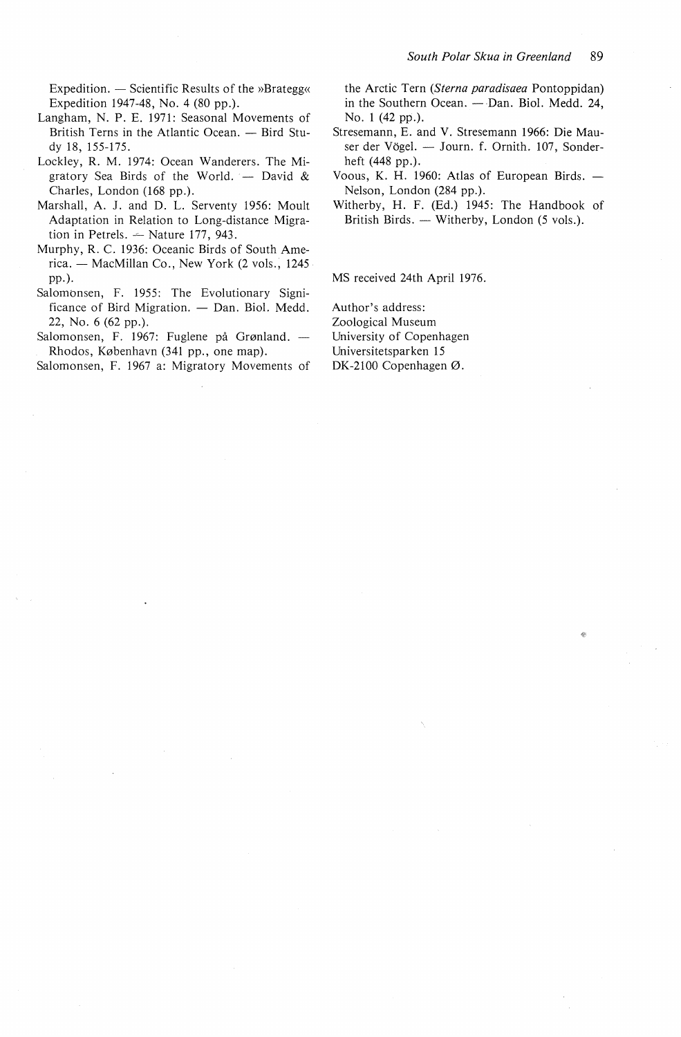Expedition. — Scientific Results of the »Brategg« Expedition 1947-48, No. 4 (80 pp.).

Langham, N. P. E. 1971: Seasonal Movements of British Terns in the Atlantic Ocean. — Bird Study 18, 155-175.

Lockley, R. M. 1974: Ocean Wanderers. The Migratory Sea Birds of the World. — David & Charles, London (168 pp.).

Marshall, A. J. and D. L. Serventy 1956: Moult Adaptation in Relation to Long-distance Migration in Petrels. — Nature 177, 943.

Murphy, R. C. 1936: Oceanic Birds of South America. — MacMillan Co., New York (2 vols., 1245 pp.).

Salomonsen, F. 1955: The Evolutionary Significance of Bird Migration. — Dan. Biol. Medd. 22, No. 6 (62 pp.).

Salomonsen, F. 1967: Fuglene på Grønland. — Rhodos, København (341 pp., one map).

Salomonsen, F. 1967 a: Migratory Movements of the Arctic Tern (*Sterna paradisaea* Pontoppidan) in the Southern Ocean. — Dan. Biol. Medd. 24, No. 1 (42 pp.).

Stresemann, E. and V. Stresemann 1966: Die Mauser der Vögel. — Journ. f. Ornith. 107, Sonderheft (448 pp.).

Voous, K. H. 1960: Atlas of European Birds. — Nelson, London (284 pp.).

Witherby, H. F. (Ed.) 1945: The Handbook of British Birds. — Witherby, London (5 vols.).

MS received 24th April 1976.

Author's address:
Zoological Museum
University of Copenhagen
Universitetsparken 15
DK-2100 Copenhagen Ø.